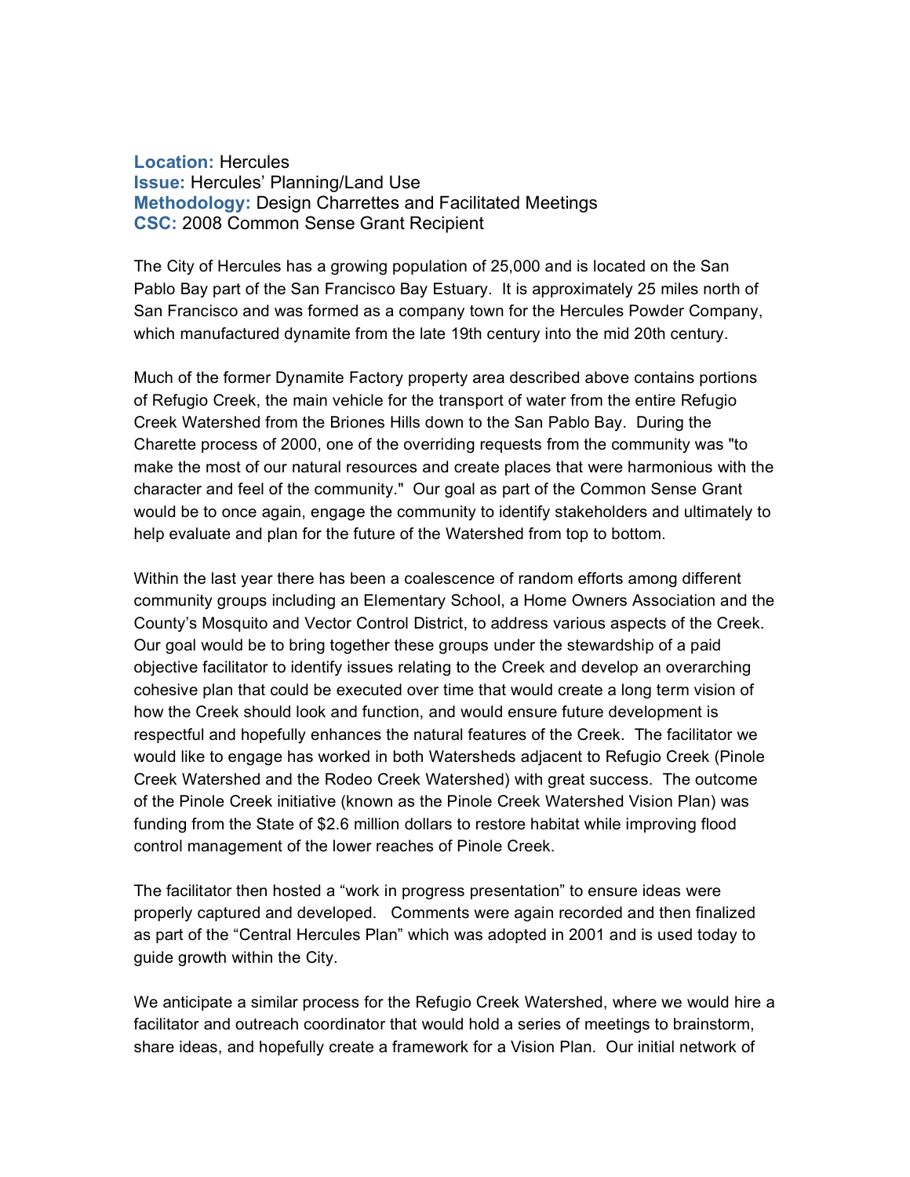**Location:** Hercules
**Issue:** Hercules' Planning/Land Use
**Methodology:** Design Charrettes and Facilitated Meetings
**CSC:** 2008 Common Sense Grant Recipient

The City of Hercules has a growing population of 25,000 and is located on the San Pablo Bay part of the San Francisco Bay Estuary. It is approximately 25 miles north of San Francisco and was formed as a company town for the Hercules Powder Company, which manufactured dynamite from the late 19th century into the mid 20th century.

Much of the former Dynamite Factory property area described above contains portions of Refugio Creek, the main vehicle for the transport of water from the entire Refugio Creek Watershed from the Briones Hills down to the San Pablo Bay. During the Charette process of 2000, one of the overriding requests from the community was "to make the most of our natural resources and create places that were harmonious with the character and feel of the community." Our goal as part of the Common Sense Grant would be to once again, engage the community to identify stakeholders and ultimately to help evaluate and plan for the future of the Watershed from top to bottom.

Within the last year there has been a coalescence of random efforts among different community groups including an Elementary School, a Home Owners Association and the County's Mosquito and Vector Control District, to address various aspects of the Creek. Our goal would be to bring together these groups under the stewardship of a paid objective facilitator to identify issues relating to the Creek and develop an overarching cohesive plan that could be executed over time that would create a long term vision of how the Creek should look and function, and would ensure future development is respectful and hopefully enhances the natural features of the Creek. The facilitator we would like to engage has worked in both Watersheds adjacent to Refugio Creek (Pinole Creek Watershed and the Rodeo Creek Watershed) with great success. The outcome of the Pinole Creek initiative (known as the Pinole Creek Watershed Vision Plan) was funding from the State of $2.6 million dollars to restore habitat while improving flood control management of the lower reaches of Pinole Creek.

The facilitator then hosted a "work in progress presentation" to ensure ideas were properly captured and developed. Comments were again recorded and then finalized as part of the "Central Hercules Plan" which was adopted in 2001 and is used today to guide growth within the City.

We anticipate a similar process for the Refugio Creek Watershed, where we would hire a facilitator and outreach coordinator that would hold a series of meetings to brainstorm, share ideas, and hopefully create a framework for a Vision Plan. Our initial network of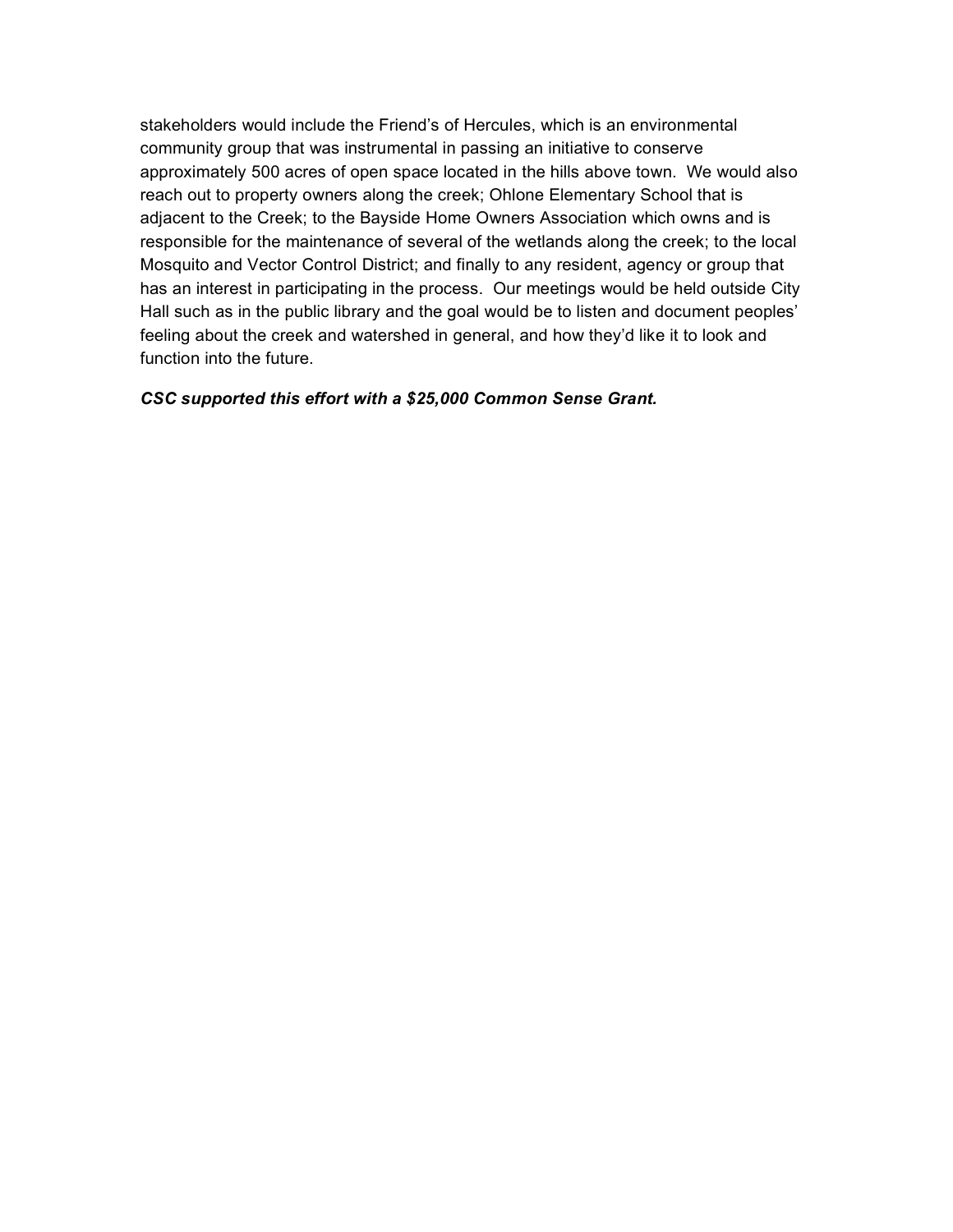stakeholders would include the Friend's of Hercules, which is an environmental community group that was instrumental in passing an initiative to conserve approximately 500 acres of open space located in the hills above town. We would also reach out to property owners along the creek; Ohlone Elementary School that is adjacent to the Creek; to the Bayside Home Owners Association which owns and is responsible for the maintenance of several of the wetlands along the creek; to the local Mosquito and Vector Control District; and finally to any resident, agency or group that has an interest in participating in the process. Our meetings would be held outside City Hall such as in the public library and the goal would be to listen and document peoples' feeling about the creek and watershed in general, and how they'd like it to look and function into the future.

***CSC supported this effort with a $25,000 Common Sense Grant.***